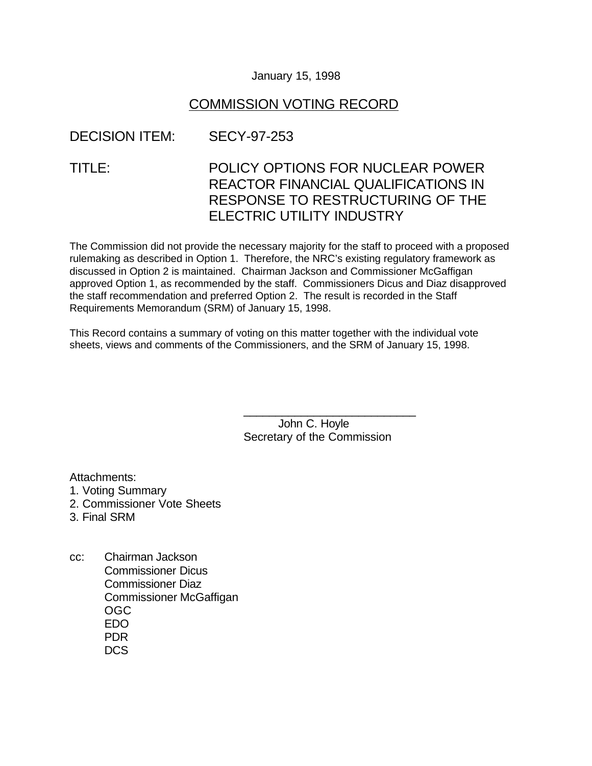January 15, 1998

# COMMISSION VOTING RECORD

DECISION ITEM: SECY-97-253

TITLE: POLICY OPTIONS FOR NUCLEAR POWER REACTOR FINANCIAL QUALIFICATIONS IN RESPONSE TO RESTRUCTURING OF THE ELECTRIC UTILITY INDUSTRY

The Commission did not provide the necessary majority for the staff to proceed with a proposed rulemaking as described in Option 1. Therefore, the NRC's existing regulatory framework as discussed in Option 2 is maintained. Chairman Jackson and Commissioner McGaffigan approved Option 1, as recommended by the staff. Commissioners Dicus and Diaz disapproved the staff recommendation and preferred Option 2. The result is recorded in the Staff Requirements Memorandum (SRM) of January 15, 1998.

This Record contains a summary of voting on this matter together with the individual vote sheets, views and comments of the Commissioners, and the SRM of January 15, 1998.

\_\_\_\_\_\_\_\_\_\_\_\_\_\_\_\_\_\_\_\_\_\_\_\_\_\_\_\_
John C. Hoyle
Secretary of the Commission

Attachments:
1. Voting Summary
2. Commissioner Vote Sheets
3. Final SRM

cc: Chairman Jackson
Commissioner Dicus
Commissioner Diaz
Commissioner McGaffigan
OGC
EDO
PDR
DCS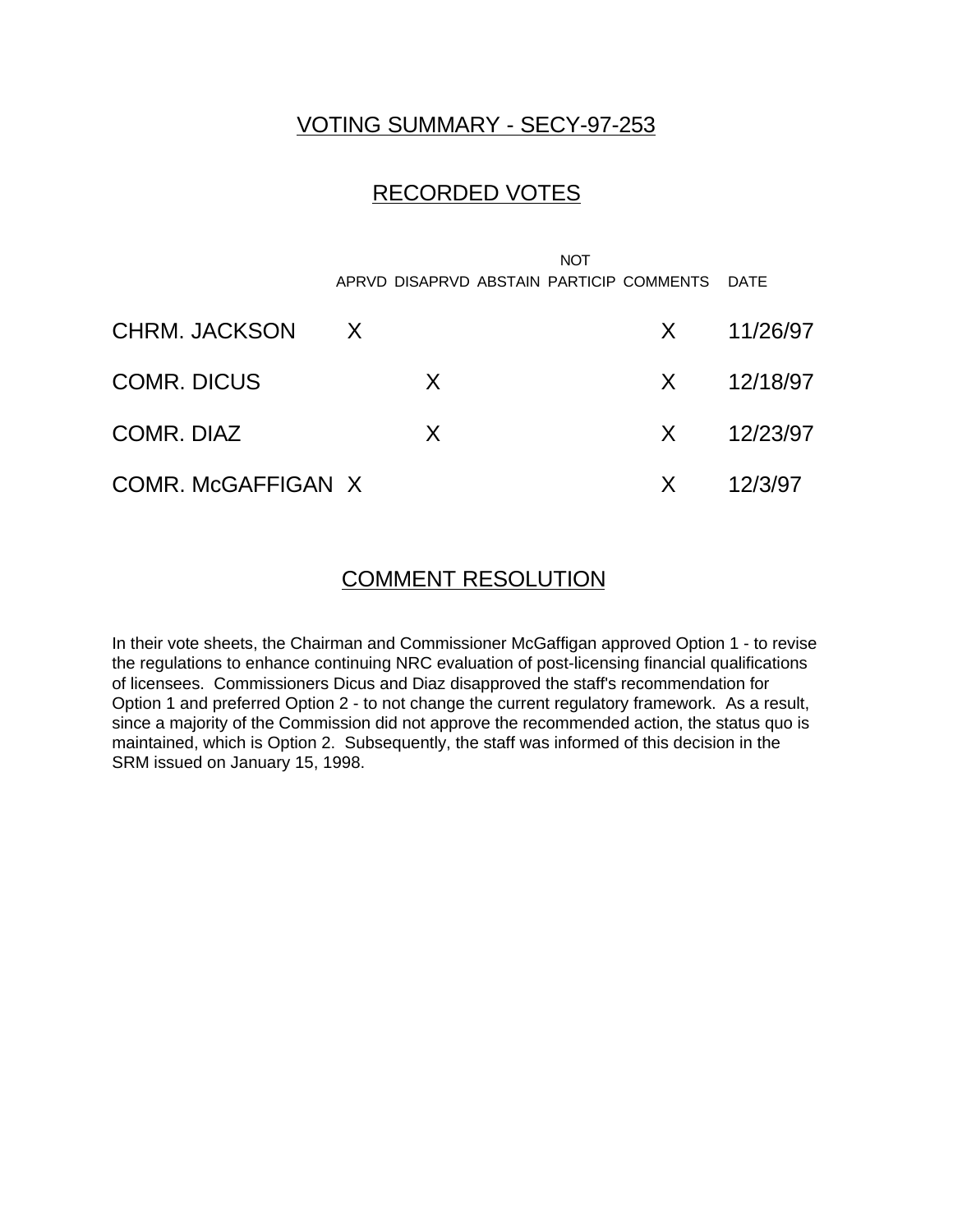# VOTING SUMMARY - SECY-97-253

## RECORDED VOTES

| | APRVD | DISAPRVD | ABSTAIN | NOT PARTICIP | COMMENTS | DATE |
|---|---|---|---|---|---|---|
| CHRM. JACKSON | X | | | | X | 11/26/97 |
| COMR. DICUS | | X | | | X | 12/18/97 |
| COMR. DIAZ | | X | | | X | 12/23/97 |
| COMR. McGAFFIGAN | X | | | | X | 12/3/97 |

## COMMENT RESOLUTION

In their vote sheets, the Chairman and Commissioner McGaffigan approved Option 1 - to revise the regulations to enhance continuing NRC evaluation of post-licensing financial qualifications of licensees. Commissioners Dicus and Diaz disapproved the staff's recommendation for Option 1 and preferred Option 2 - to not change the current regulatory framework. As a result, since a majority of the Commission did not approve the recommended action, the status quo is maintained, which is Option 2. Subsequently, the staff was informed of this decision in the SRM issued on January 15, 1998.